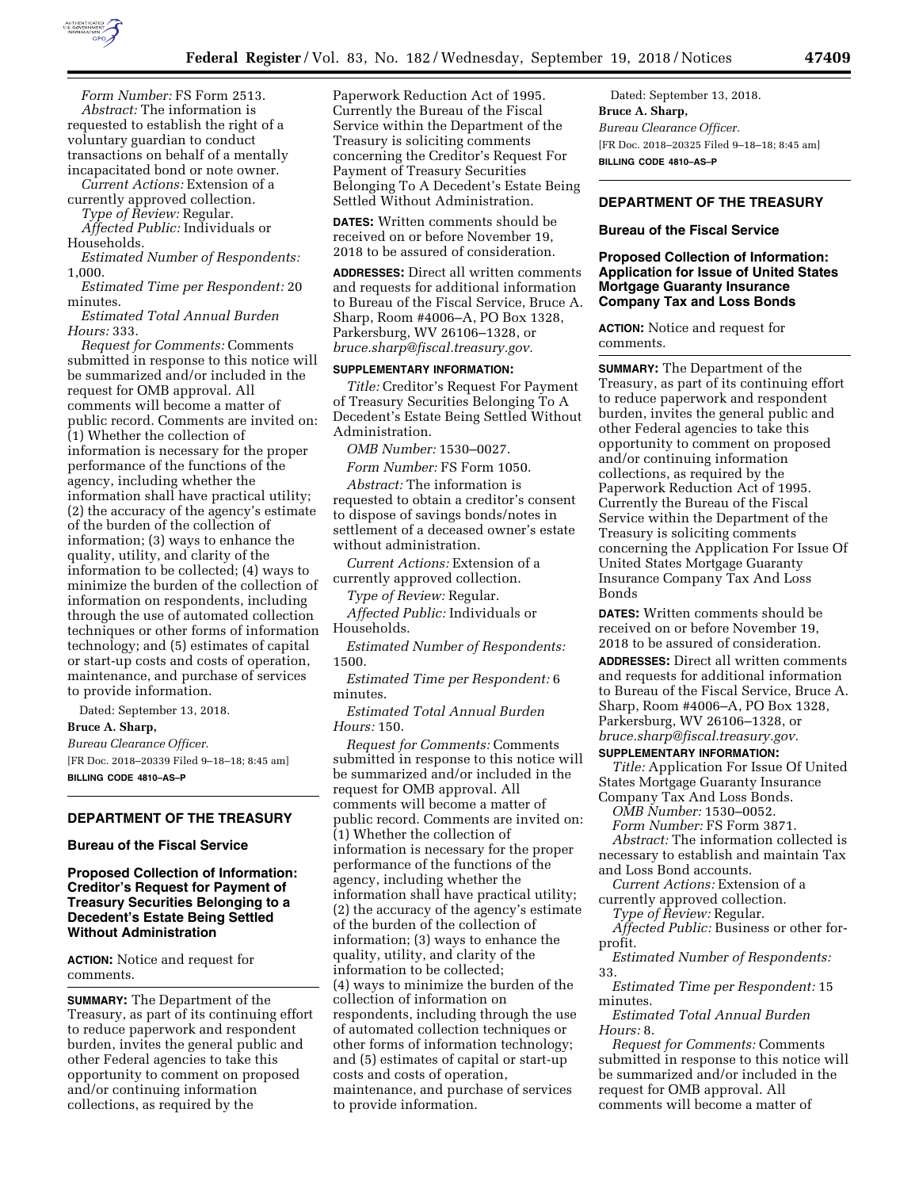*Form Number:* FS Form 2513.

*Abstract:* The information is requested to establish the right of a voluntary guardian to conduct transactions on behalf of a mentally incapacitated bond or note owner.

*Current Actions:* Extension of a currently approved collection.

*Type of Review:* Regular.

*Affected Public:* Individuals or Households.

*Estimated Number of Respondents:* 1,000.

*Estimated Time per Respondent:* 20 minutes.

*Estimated Total Annual Burden Hours:* 333.

*Request for Comments:* Comments submitted in response to this notice will be summarized and/or included in the request for OMB approval. All comments will become a matter of public record. Comments are invited on: (1) Whether the collection of information is necessary for the proper performance of the functions of the agency, including whether the information shall have practical utility; (2) the accuracy of the agency's estimate of the burden of the collection of information; (3) ways to enhance the quality, utility, and clarity of the information to be collected; (4) ways to minimize the burden of the collection of information on respondents, including through the use of automated collection techniques or other forms of information technology; and (5) estimates of capital or start-up costs and costs of operation, maintenance, and purchase of services to provide information.

Dated: September 13, 2018.

**Bruce A. Sharp,**

*Bureau Clearance Officer.*

[FR Doc. 2018–20339 Filed 9–18–18; 8:45 am]

**BILLING CODE 4810–AS–P**

## DEPARTMENT OF THE TREASURY

### Bureau of the Fiscal Service

### Proposed Collection of Information: Creditor's Request for Payment of Treasury Securities Belonging to a Decedent's Estate Being Settled Without Administration

**ACTION:** Notice and request for comments.

**SUMMARY:** The Department of the Treasury, as part of its continuing effort to reduce paperwork and respondent burden, invites the general public and other Federal agencies to take this opportunity to comment on proposed and/or continuing information collections, as required by the Paperwork Reduction Act of 1995. Currently the Bureau of the Fiscal Service within the Department of the Treasury is soliciting comments concerning the Creditor's Request For Payment of Treasury Securities Belonging To A Decedent's Estate Being Settled Without Administration.

**DATES:** Written comments should be received on or before November 19, 2018 to be assured of consideration.

**ADDRESSES:** Direct all written comments and requests for additional information to Bureau of the Fiscal Service, Bruce A. Sharp, Room #4006–A, PO Box 1328, Parkersburg, WV 26106–1328, or *bruce.sharp@fiscal.treasury.gov.*

**SUPPLEMENTARY INFORMATION:**

*Title:* Creditor's Request For Payment of Treasury Securities Belonging To A Decedent's Estate Being Settled Without Administration.

*OMB Number:* 1530–0027.

*Form Number:* FS Form 1050.

*Abstract:* The information is requested to obtain a creditor's consent to dispose of savings bonds/notes in settlement of a deceased owner's estate without administration.

*Current Actions:* Extension of a currently approved collection.

*Type of Review:* Regular.

*Affected Public:* Individuals or Households.

*Estimated Number of Respondents:* 1500.

*Estimated Time per Respondent:* 6 minutes.

*Estimated Total Annual Burden Hours:* 150.

*Request for Comments:* Comments submitted in response to this notice will be summarized and/or included in the request for OMB approval. All comments will become a matter of public record. Comments are invited on: (1) Whether the collection of information is necessary for the proper performance of the functions of the agency, including whether the information shall have practical utility; (2) the accuracy of the agency's estimate of the burden of the collection of information; (3) ways to enhance the quality, utility, and clarity of the information to be collected; (4) ways to minimize the burden of the collection of information on respondents, including through the use of automated collection techniques or other forms of information technology; and (5) estimates of capital or start-up costs and costs of operation, maintenance, and purchase of services to provide information.

Dated: September 13, 2018.

**Bruce A. Sharp,**

*Bureau Clearance Officer.*

[FR Doc. 2018–20325 Filed 9–18–18; 8:45 am]

**BILLING CODE 4810–AS–P**

## DEPARTMENT OF THE TREASURY

### Bureau of the Fiscal Service

### Proposed Collection of Information: Application for Issue of United States Mortgage Guaranty Insurance Company Tax and Loss Bonds

**ACTION:** Notice and request for comments.

**SUMMARY:** The Department of the Treasury, as part of its continuing effort to reduce paperwork and respondent burden, invites the general public and other Federal agencies to take this opportunity to comment on proposed and/or continuing information collections, as required by the Paperwork Reduction Act of 1995. Currently the Bureau of the Fiscal Service within the Department of the Treasury is soliciting comments concerning the Application For Issue Of United States Mortgage Guaranty Insurance Company Tax And Loss Bonds

**DATES:** Written comments should be received on or before November 19, 2018 to be assured of consideration.

**ADDRESSES:** Direct all written comments and requests for additional information to Bureau of the Fiscal Service, Bruce A. Sharp, Room #4006–A, PO Box 1328, Parkersburg, WV 26106–1328, or *bruce.sharp@fiscal.treasury.gov.*

**SUPPLEMENTARY INFORMATION:**

*Title:* Application For Issue Of United States Mortgage Guaranty Insurance Company Tax And Loss Bonds.

*OMB Number:* 1530–0052.

*Form Number:* FS Form 3871.

*Abstract:* The information collected is necessary to establish and maintain Tax and Loss Bond accounts.

*Current Actions:* Extension of a currently approved collection.

*Type of Review:* Regular.

*Affected Public:* Business or other for-profit.

*Estimated Number of Respondents:* 33.

*Estimated Time per Respondent:* 15 minutes.

*Estimated Total Annual Burden Hours:* 8.

*Request for Comments:* Comments submitted in response to this notice will be summarized and/or included in the request for OMB approval. All comments will become a matter of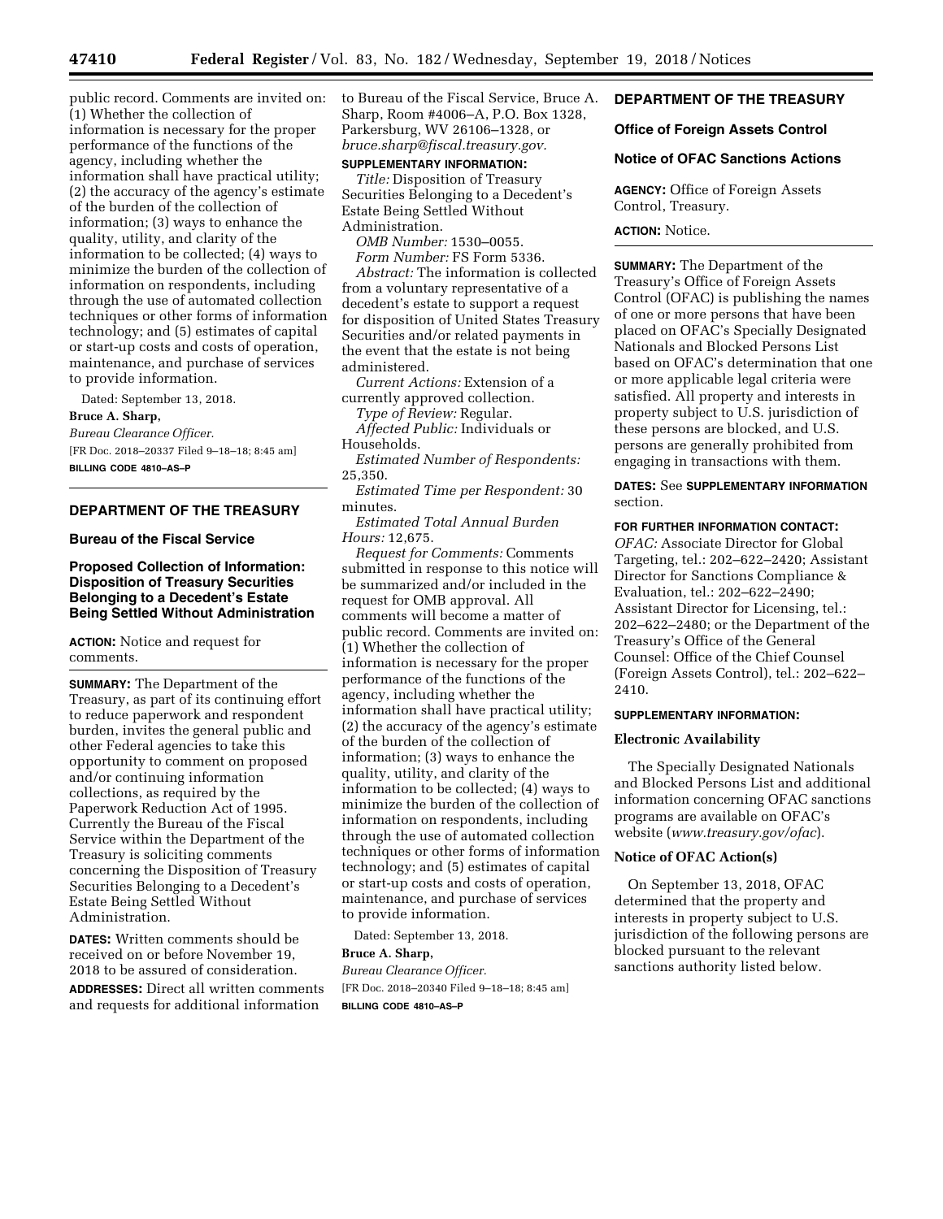public record. Comments are invited on: (1) Whether the collection of information is necessary for the proper performance of the functions of the agency, including whether the information shall have practical utility; (2) the accuracy of the agency's estimate of the burden of the collection of information; (3) ways to enhance the quality, utility, and clarity of the information to be collected; (4) ways to minimize the burden of the collection of information on respondents, including through the use of automated collection techniques or other forms of information technology; and (5) estimates of capital or start-up costs and costs of operation, maintenance, and purchase of services to provide information.

Dated: September 13, 2018.

**Bruce A. Sharp,**

*Bureau Clearance Officer.*

[FR Doc. 2018–20337 Filed 9–18–18; 8:45 am]

**BILLING CODE 4810–AS–P**

---

## DEPARTMENT OF THE TREASURY

### Bureau of the Fiscal Service

### Proposed Collection of Information: Disposition of Treasury Securities Belonging to a Decedent's Estate Being Settled Without Administration

**ACTION:** Notice and request for comments.

**SUMMARY:** The Department of the Treasury, as part of its continuing effort to reduce paperwork and respondent burden, invites the general public and other Federal agencies to take this opportunity to comment on proposed and/or continuing information collections, as required by the Paperwork Reduction Act of 1995. Currently the Bureau of the Fiscal Service within the Department of the Treasury is soliciting comments concerning the Disposition of Treasury Securities Belonging to a Decedent's Estate Being Settled Without Administration.

**DATES:** Written comments should be received on or before November 19, 2018 to be assured of consideration.

**ADDRESSES:** Direct all written comments and requests for additional information to Bureau of the Fiscal Service, Bruce A. Sharp, Room #4006–A, P.O. Box 1328, Parkersburg, WV 26106–1328, or *bruce.sharp@fiscal.treasury.gov.*

**SUPPLEMENTARY INFORMATION:**

*Title:* Disposition of Treasury Securities Belonging to a Decedent's Estate Being Settled Without Administration.

*OMB Number:* 1530–0055.

*Form Number:* FS Form 5336.

*Abstract:* The information is collected from a voluntary representative of a decedent's estate to support a request for disposition of United States Treasury Securities and/or related payments in the event that the estate is not being administered.

*Current Actions:* Extension of a currently approved collection.

*Type of Review:* Regular.

*Affected Public:* Individuals or Households.

*Estimated Number of Respondents:* 25,350.

*Estimated Time per Respondent:* 30 minutes.

*Estimated Total Annual Burden Hours:* 12,675.

*Request for Comments:* Comments submitted in response to this notice will be summarized and/or included in the request for OMB approval. All comments will become a matter of public record. Comments are invited on: (1) Whether the collection of information is necessary for the proper performance of the functions of the agency, including whether the information shall have practical utility; (2) the accuracy of the agency's estimate of the burden of the collection of information; (3) ways to enhance the quality, utility, and clarity of the information to be collected; (4) ways to minimize the burden of the collection of information on respondents, including through the use of automated collection techniques or other forms of information technology; and (5) estimates of capital or start-up costs and costs of operation, maintenance, and purchase of services to provide information.

Dated: September 13, 2018.

**Bruce A. Sharp,**

*Bureau Clearance Officer.*

[FR Doc. 2018–20340 Filed 9–18–18; 8:45 am]

**BILLING CODE 4810–AS–P**

---

## DEPARTMENT OF THE TREASURY

### Office of Foreign Assets Control

### Notice of OFAC Sanctions Actions

**AGENCY:** Office of Foreign Assets Control, Treasury.

**ACTION:** Notice.

**SUMMARY:** The Department of the Treasury's Office of Foreign Assets Control (OFAC) is publishing the names of one or more persons that have been placed on OFAC's Specially Designated Nationals and Blocked Persons List based on OFAC's determination that one or more applicable legal criteria were satisfied. All property and interests in property subject to U.S. jurisdiction of these persons are blocked, and U.S. persons are generally prohibited from engaging in transactions with them.

**DATES:** See **SUPPLEMENTARY INFORMATION** section.

**FOR FURTHER INFORMATION CONTACT:** *OFAC:* Associate Director for Global Targeting, tel.: 202–622–2420; Assistant Director for Sanctions Compliance & Evaluation, tel.: 202–622–2490; Assistant Director for Licensing, tel.: 202–622–2480; or the Department of the Treasury's Office of the General Counsel: Office of the Chief Counsel (Foreign Assets Control), tel.: 202–622–2410.

**SUPPLEMENTARY INFORMATION:**

#### Electronic Availability

The Specially Designated Nationals and Blocked Persons List and additional information concerning OFAC sanctions programs are available on OFAC's website (*www.treasury.gov/ofac*).

#### Notice of OFAC Action(s)

On September 13, 2018, OFAC determined that the property and interests in property subject to U.S. jurisdiction of the following persons are blocked pursuant to the relevant sanctions authority listed below.